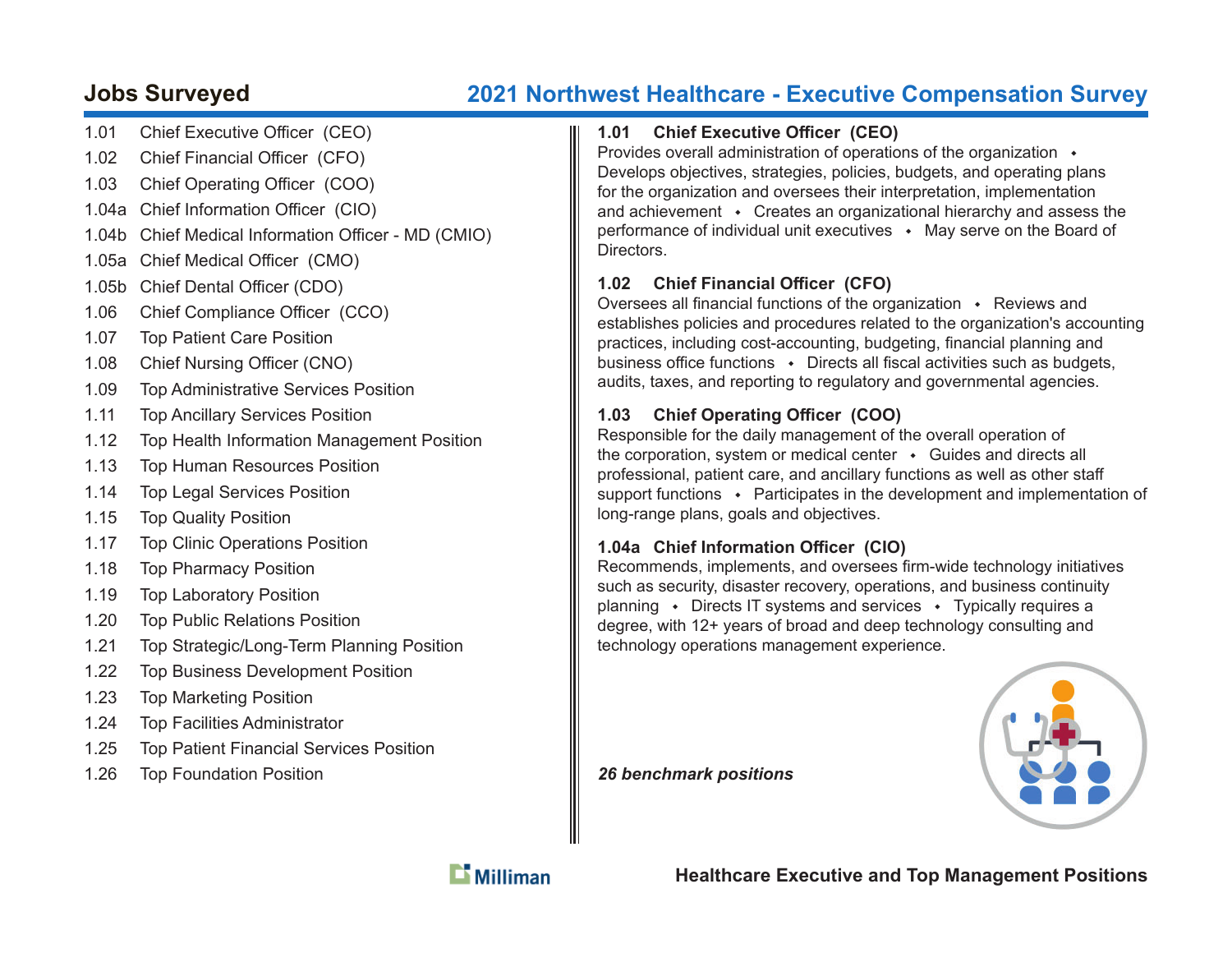## Jobs Surveyed

## 2021 Northwest Healthcare - Executive Compensation Survey

- 1.01 Chief Executive Officer (CEO)
- 1.02 Chief Financial Officer (CFO)
- 1.03 Chief Operating Officer (COO)
- 1.04a Chief Information Officer (CIO)
- 1.04b Chief Medical Information Officer - MD (CMIO)
- 1.05a Chief Medical Officer (CMO)
- 1.05b Chief Dental Officer (CDO)
- 1.06 Chief Compliance Officer (CCO)
- 1.07 Top Patient Care Position
- 1.08 Chief Nursing Officer (CNO)
- 1.09 Top Administrative Services Position
- 1.11 Top Ancillary Services Position
- 1.12 Top Health Information Management Position
- 1.13 Top Human Resources Position
- 1.14 Top Legal Services Position
- 1.15 Top Quality Position
- 1.17 Top Clinic Operations Position
- 1.18 Top Pharmacy Position
- 1.19 Top Laboratory Position
- 1.20 Top Public Relations Position
- 1.21 Top Strategic/Long-Term Planning Position
- 1.22 Top Business Development Position
- 1.23 Top Marketing Position
- 1.24 Top Facilities Administrator
- 1.25 Top Patient Financial Services Position
- 1.26 Top Foundation Position

### 1.01 Chief Executive Officer (CEO)

Provides overall administration of operations of the organization • Develops objectives, strategies, policies, budgets, and operating plans for the organization and oversees their interpretation, implementation and achievement • Creates an organizational hierarchy and assess the performance of individual unit executives • May serve on the Board of Directors.

### 1.02 Chief Financial Officer (CFO)

Oversees all financial functions of the organization • Reviews and establishes policies and procedures related to the organization's accounting practices, including cost-accounting, budgeting, financial planning and business office functions • Directs all fiscal activities such as budgets, audits, taxes, and reporting to regulatory and governmental agencies.

### 1.03 Chief Operating Officer (COO)

Responsible for the daily management of the overall operation of the corporation, system or medical center • Guides and directs all professional, patient care, and ancillary functions as well as other staff support functions • Participates in the development and implementation of long-range plans, goals and objectives.

### 1.04a Chief Information Officer (CIO)

Recommends, implements, and oversees firm-wide technology initiatives such as security, disaster recovery, operations, and business continuity planning • Directs IT systems and services • Typically requires a degree, with 12+ years of broad and deep technology consulting and technology operations management experience.

***26 benchmark positions***

**Healthcare Executive and Top Management Positions**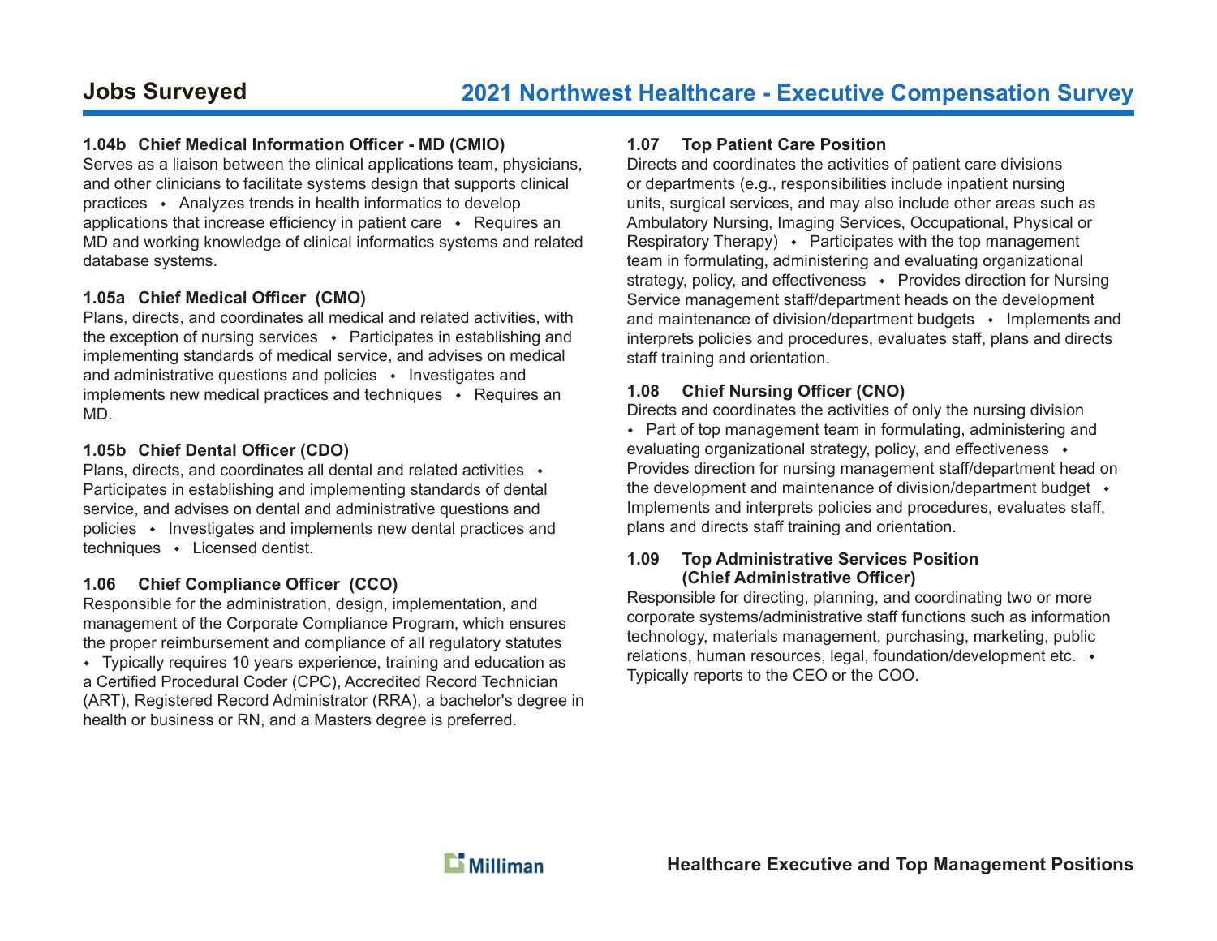# Jobs Surveyed

### 1.04b Chief Medical Information Officer - MD (CMIO)

Serves as a liaison between the clinical applications team, physicians, and other clinicians to facilitate systems design that supports clinical practices • Analyzes trends in health informatics to develop applications that increase efficiency in patient care • Requires an MD and working knowledge of clinical informatics systems and related database systems.

### 1.05a Chief Medical Officer (CMO)

Plans, directs, and coordinates all medical and related activities, with the exception of nursing services • Participates in establishing and implementing standards of medical service, and advises on medical and administrative questions and policies • Investigates and implements new medical practices and techniques • Requires an MD.

### 1.05b Chief Dental Officer (CDO)

Plans, directs, and coordinates all dental and related activities • Participates in establishing and implementing standards of dental service, and advises on dental and administrative questions and policies • Investigates and implements new dental practices and techniques • Licensed dentist.

### 1.06 Chief Compliance Officer (CCO)

Responsible for the administration, design, implementation, and management of the Corporate Compliance Program, which ensures the proper reimbursement and compliance of all regulatory statutes • Typically requires 10 years experience, training and education as a Certified Procedural Coder (CPC), Accredited Record Technician (ART), Registered Record Administrator (RRA), a bachelor's degree in health or business or RN, and a Masters degree is preferred.

### 1.07 Top Patient Care Position

Directs and coordinates the activities of patient care divisions or departments (e.g., responsibilities include inpatient nursing units, surgical services, and may also include other areas such as Ambulatory Nursing, Imaging Services, Occupational, Physical or Respiratory Therapy) • Participates with the top management team in formulating, administering and evaluating organizational strategy, policy, and effectiveness • Provides direction for Nursing Service management staff/department heads on the development and maintenance of division/department budgets • Implements and interprets policies and procedures, evaluates staff, plans and directs staff training and orientation.

### 1.08 Chief Nursing Officer (CNO)

Directs and coordinates the activities of only the nursing division • Part of top management team in formulating, administering and evaluating organizational strategy, policy, and effectiveness • Provides direction for nursing management staff/department head on the development and maintenance of division/department budget • Implements and interprets policies and procedures, evaluates staff, plans and directs staff training and orientation.

### 1.09 Top Administrative Services Position (Chief Administrative Officer)

Responsible for directing, planning, and coordinating two or more corporate systems/administrative staff functions such as information technology, materials management, purchasing, marketing, public relations, human resources, legal, foundation/development etc. • Typically reports to the CEO or the COO.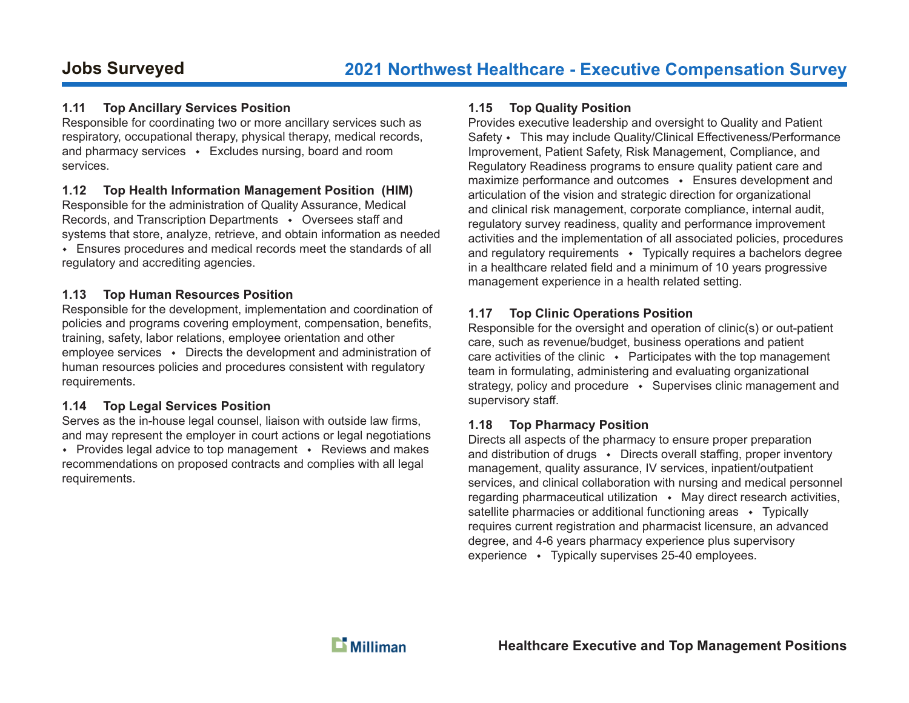### 1.11 Top Ancillary Services Position

Responsible for coordinating two or more ancillary services such as respiratory, occupational therapy, physical therapy, medical records, and pharmacy services ◆ Excludes nursing, board and room services.

### 1.12 Top Health Information Management Position (HIM)

Responsible for the administration of Quality Assurance, Medical Records, and Transcription Departments ◆ Oversees staff and systems that store, analyze, retrieve, and obtain information as needed ◆ Ensures procedures and medical records meet the standards of all regulatory and accrediting agencies.

### 1.13 Top Human Resources Position

Responsible for the development, implementation and coordination of policies and programs covering employment, compensation, benefits, training, safety, labor relations, employee orientation and other employee services ◆ Directs the development and administration of human resources policies and procedures consistent with regulatory requirements.

### 1.14 Top Legal Services Position

Serves as the in-house legal counsel, liaison with outside law firms, and may represent the employer in court actions or legal negotiations ◆ Provides legal advice to top management ◆ Reviews and makes recommendations on proposed contracts and complies with all legal requirements.

### 1.15 Top Quality Position

Provides executive leadership and oversight to Quality and Patient Safety ◆ This may include Quality/Clinical Effectiveness/Performance Improvement, Patient Safety, Risk Management, Compliance, and Regulatory Readiness programs to ensure quality patient care and maximize performance and outcomes ◆ Ensures development and articulation of the vision and strategic direction for organizational and clinical risk management, corporate compliance, internal audit, regulatory survey readiness, quality and performance improvement activities and the implementation of all associated policies, procedures and regulatory requirements ◆ Typically requires a bachelors degree in a healthcare related field and a minimum of 10 years progressive management experience in a health related setting.

### 1.17 Top Clinic Operations Position

Responsible for the oversight and operation of clinic(s) or out-patient care, such as revenue/budget, business operations and patient care activities of the clinic ◆ Participates with the top management team in formulating, administering and evaluating organizational strategy, policy and procedure ◆ Supervises clinic management and supervisory staff.

### 1.18 Top Pharmacy Position

Directs all aspects of the pharmacy to ensure proper preparation and distribution of drugs ◆ Directs overall staffing, proper inventory management, quality assurance, IV services, inpatient/outpatient services, and clinical collaboration with nursing and medical personnel regarding pharmaceutical utilization ◆ May direct research activities, satellite pharmacies or additional functioning areas ◆ Typically requires current registration and pharmacist licensure, an advanced degree, and 4-6 years pharmacy experience plus supervisory experience ◆ Typically supervises 25-40 employees.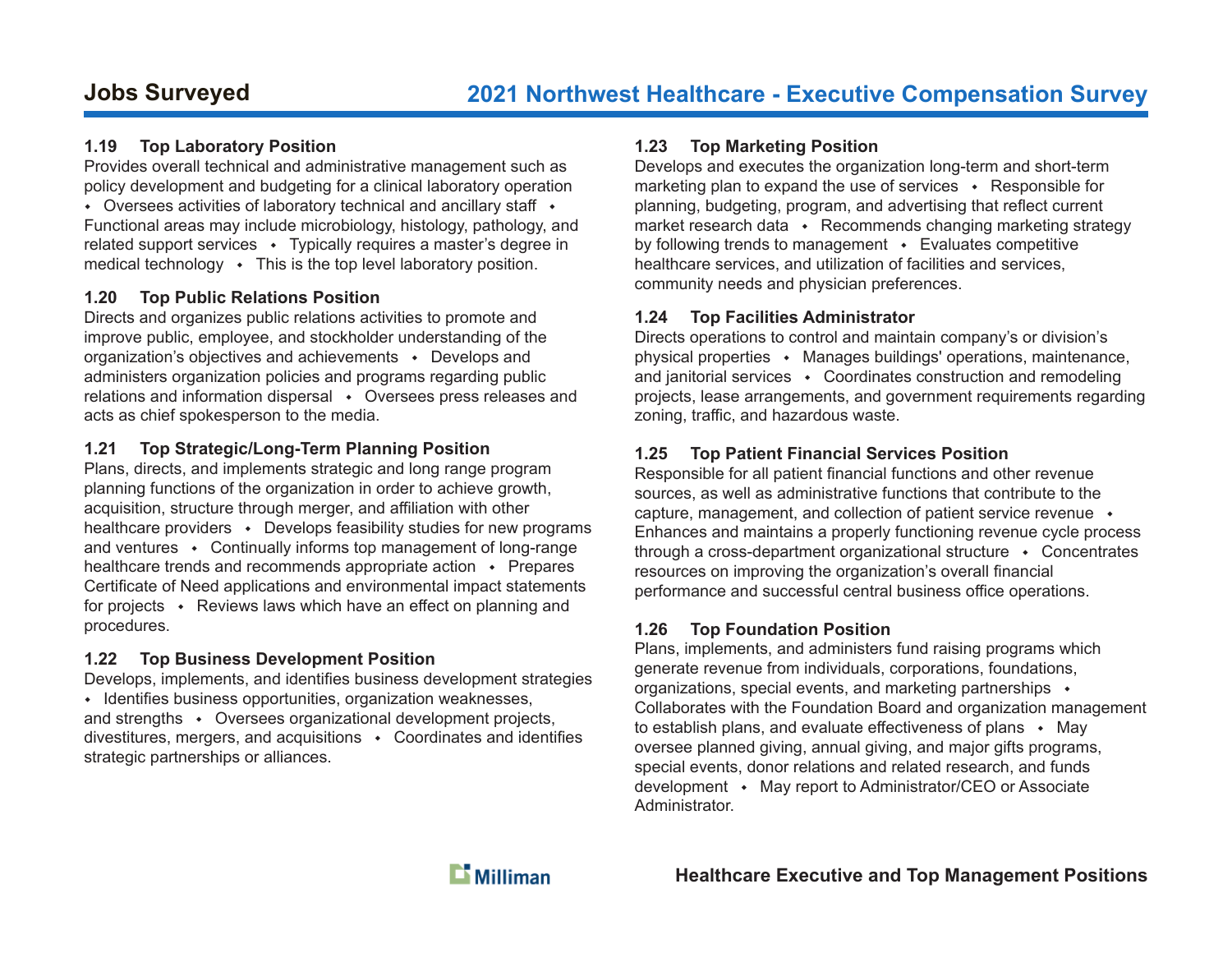### 1.19 Top Laboratory Position

Provides overall technical and administrative management such as policy development and budgeting for a clinical laboratory operation • Oversees activities of laboratory technical and ancillary staff • Functional areas may include microbiology, histology, pathology, and related support services • Typically requires a master's degree in medical technology • This is the top level laboratory position.

### 1.20 Top Public Relations Position

Directs and organizes public relations activities to promote and improve public, employee, and stockholder understanding of the organization's objectives and achievements • Develops and administers organization policies and programs regarding public relations and information dispersal • Oversees press releases and acts as chief spokesperson to the media.

### 1.21 Top Strategic/Long-Term Planning Position

Plans, directs, and implements strategic and long range program planning functions of the organization in order to achieve growth, acquisition, structure through merger, and affiliation with other healthcare providers • Develops feasibility studies for new programs and ventures • Continually informs top management of long-range healthcare trends and recommends appropriate action • Prepares Certificate of Need applications and environmental impact statements for projects • Reviews laws which have an effect on planning and procedures.

### 1.22 Top Business Development Position

Develops, implements, and identifies business development strategies • Identifies business opportunities, organization weaknesses, and strengths • Oversees organizational development projects, divestitures, mergers, and acquisitions • Coordinates and identifies strategic partnerships or alliances.

### 1.23 Top Marketing Position

Develops and executes the organization long-term and short-term marketing plan to expand the use of services • Responsible for planning, budgeting, program, and advertising that reflect current market research data • Recommends changing marketing strategy by following trends to management • Evaluates competitive healthcare services, and utilization of facilities and services, community needs and physician preferences.

### 1.24 Top Facilities Administrator

Directs operations to control and maintain company's or division's physical properties • Manages buildings' operations, maintenance, and janitorial services • Coordinates construction and remodeling projects, lease arrangements, and government requirements regarding zoning, traffic, and hazardous waste.

### 1.25 Top Patient Financial Services Position

Responsible for all patient financial functions and other revenue sources, as well as administrative functions that contribute to the capture, management, and collection of patient service revenue • Enhances and maintains a properly functioning revenue cycle process through a cross-department organizational structure • Concentrates resources on improving the organization's overall financial performance and successful central business office operations.

### 1.26 Top Foundation Position

Plans, implements, and administers fund raising programs which generate revenue from individuals, corporations, foundations, organizations, special events, and marketing partnerships • Collaborates with the Foundation Board and organization management to establish plans, and evaluate effectiveness of plans • May oversee planned giving, annual giving, and major gifts programs, special events, donor relations and related research, and funds development • May report to Administrator/CEO or Associate Administrator.